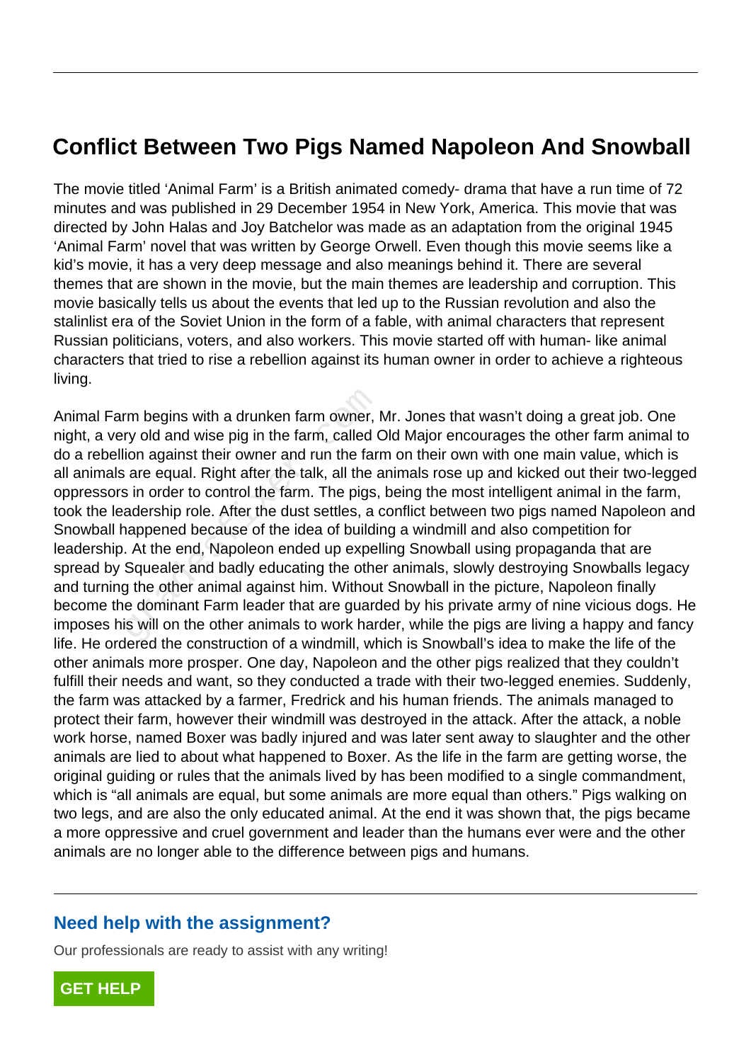# Conflict Between Two Pigs Named Napoleon And Snowball

The movie titled 'Animal Farm' is a British animated comedy- drama that have a run time of 72 minutes and was published in 29 December 1954 in New York, America. This movie that was directed by John Halas and Joy Batchelor was made as an adaptation from the original 1945 'Animal Farm' novel that was written by George Orwell. Even though this movie seems like a kid's movie, it has a very deep message and also meanings behind it. There are several themes that are shown in the movie, but the main themes are leadership and corruption. This movie basically tells us about the events that led up to the Russian revolution and also the stalinlist era of the Soviet Union in the form of a fable, with animal characters that represent Russian politicians, voters, and also workers. This movie started off with human- like animal characters that tried to rise a rebellion against its human owner in order to achieve a righteous living.

Animal Farm begins with a drunken farm owner, Mr. Jones that wasn't doing a great job. One night, a very old and wise pig in the farm, called Old Major encourages the other farm animal to do a rebellion against their owner and run the farm on their own with one main value, which is all animals are equal. Right after the talk, all the animals rose up and kicked out their two-legged oppressors in order to control the farm. The pigs, being the most intelligent animal in the farm, took the leadership role. After the dust settles, a conflict between two pigs named Napoleon and Snowball happened because of the idea of building a windmill and also competition for leadership. At the end, Napoleon ended up expelling Snowball using propaganda that are spread by Squealer and badly educating the other animals, slowly destroying Snowballs legacy and turning the other animal against him. Without Snowball in the picture, Napoleon finally become the dominant Farm leader that are guarded by his private army of nine vicious dogs. He imposes his will on the other animals to work harder, while the pigs are living a happy and fancy life. He ordered the construction of a windmill, which is Snowball's idea to make the life of the other animals more prosper. One day, Napoleon and the other pigs realized that they couldn't fulfill their needs and want, so they conducted a trade with their two-legged enemies. Suddenly, the farm was attacked by a farmer, Fredrick and his human friends. The animals managed to protect their farm, however their windmill was destroyed in the attack. After the attack, a noble work horse, named Boxer was badly injured and was later sent away to slaughter and the other animals are lied to about what happened to Boxer. As the life in the farm are getting worse, the original guiding or rules that the animals lived by has been modified to a single commandment, which is "all animals are equal, but some animals are more equal than others." Pigs walking on two legs, and are also the only educated animal. At the end it was shown that, the pigs became a more oppressive and cruel government and leader than the humans ever were and the other animals are no longer able to the difference between pigs and humans.

## Need help with the assignment?

Our professionals are ready to assist with any writing!

GET HELP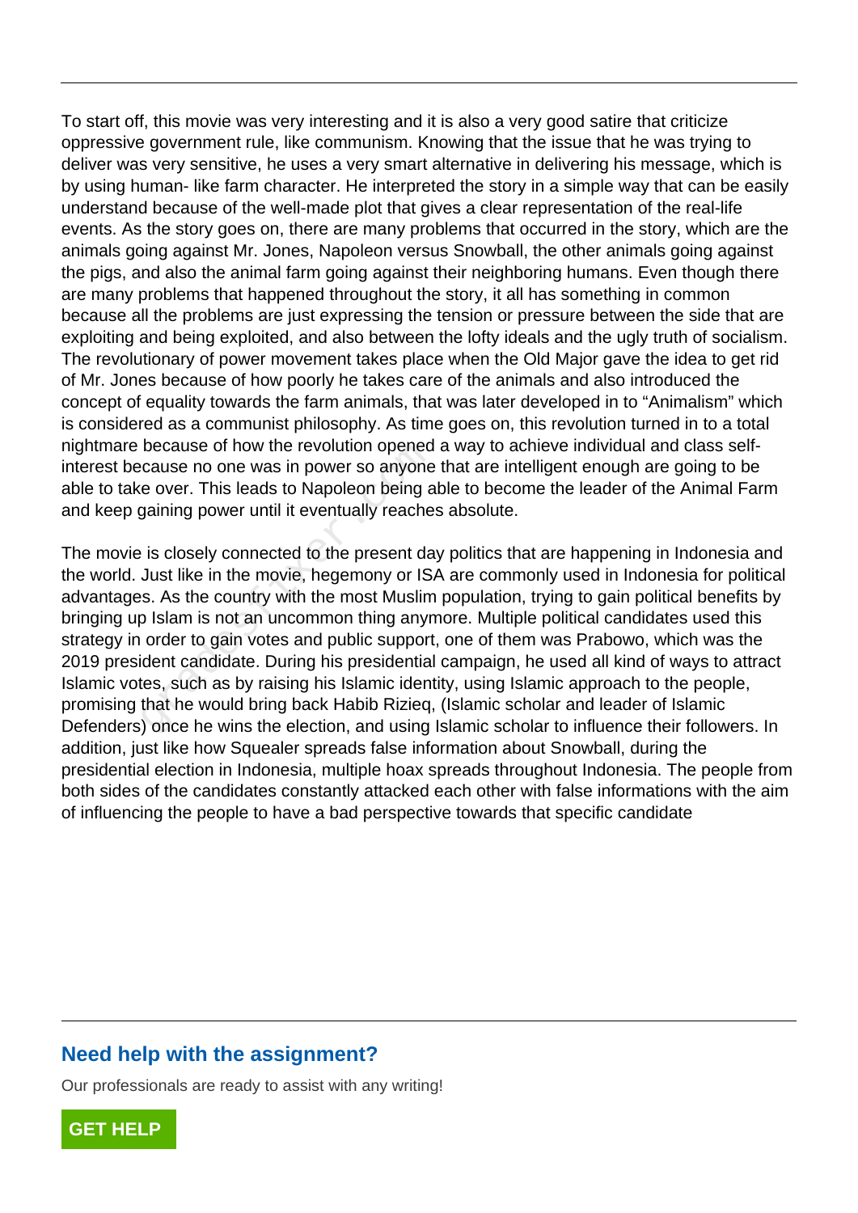To start off, this movie was very interesting and it is also a very good satire that criticize oppressive government rule, like communism. Knowing that the issue that he was trying to deliver was very sensitive, he uses a very smart alternative in delivering his message, which is by using human- like farm character. He interpreted the story in a simple way that can be easily understand because of the well-made plot that gives a clear representation of the real-life events. As the story goes on, there are many problems that occurred in the story, which are the animals going against Mr. Jones, Napoleon versus Snowball, the other animals going against the pigs, and also the animal farm going against their neighboring humans. Even though there are many problems that happened throughout the story, it all has something in common because all the problems are just expressing the tension or pressure between the side that are exploiting and being exploited, and also between the lofty ideals and the ugly truth of socialism. The revolutionary of power movement takes place when the Old Major gave the idea to get rid of Mr. Jones because of how poorly he takes care of the animals and also introduced the concept of equality towards the farm animals, that was later developed in to "Animalism" which is considered as a communist philosophy. As time goes on, this revolution turned in to a total nightmare because of how the revolution opened a way to achieve individual and class self-interest because no one was in power so anyone that are intelligent enough are going to be able to take over. This leads to Napoleon being able to become the leader of the Animal Farm and keep gaining power until it eventually reaches absolute.

The movie is closely connected to the present day politics that are happening in Indonesia and the world. Just like in the movie, hegemony or ISA are commonly used in Indonesia for political advantages. As the country with the most Muslim population, trying to gain political benefits by bringing up Islam is not an uncommon thing anymore. Multiple political candidates used this strategy in order to gain votes and public support, one of them was Prabowo, which was the 2019 president candidate. During his presidential campaign, he used all kind of ways to attract Islamic votes, such as by raising his Islamic identity, using Islamic approach to the people, promising that he would bring back Habib Rizieq, (Islamic scholar and leader of Islamic Defenders) once he wins the election, and using Islamic scholar to influence their followers. In addition, just like how Squealer spreads false information about Snowball, during the presidential election in Indonesia, multiple hoax spreads throughout Indonesia. The people from both sides of the candidates constantly attacked each other with false informations with the aim of influencing the people to have a bad perspective towards that specific candidate

## Need help with the assignment?

Our professionals are ready to assist with any writing!

GET HELP